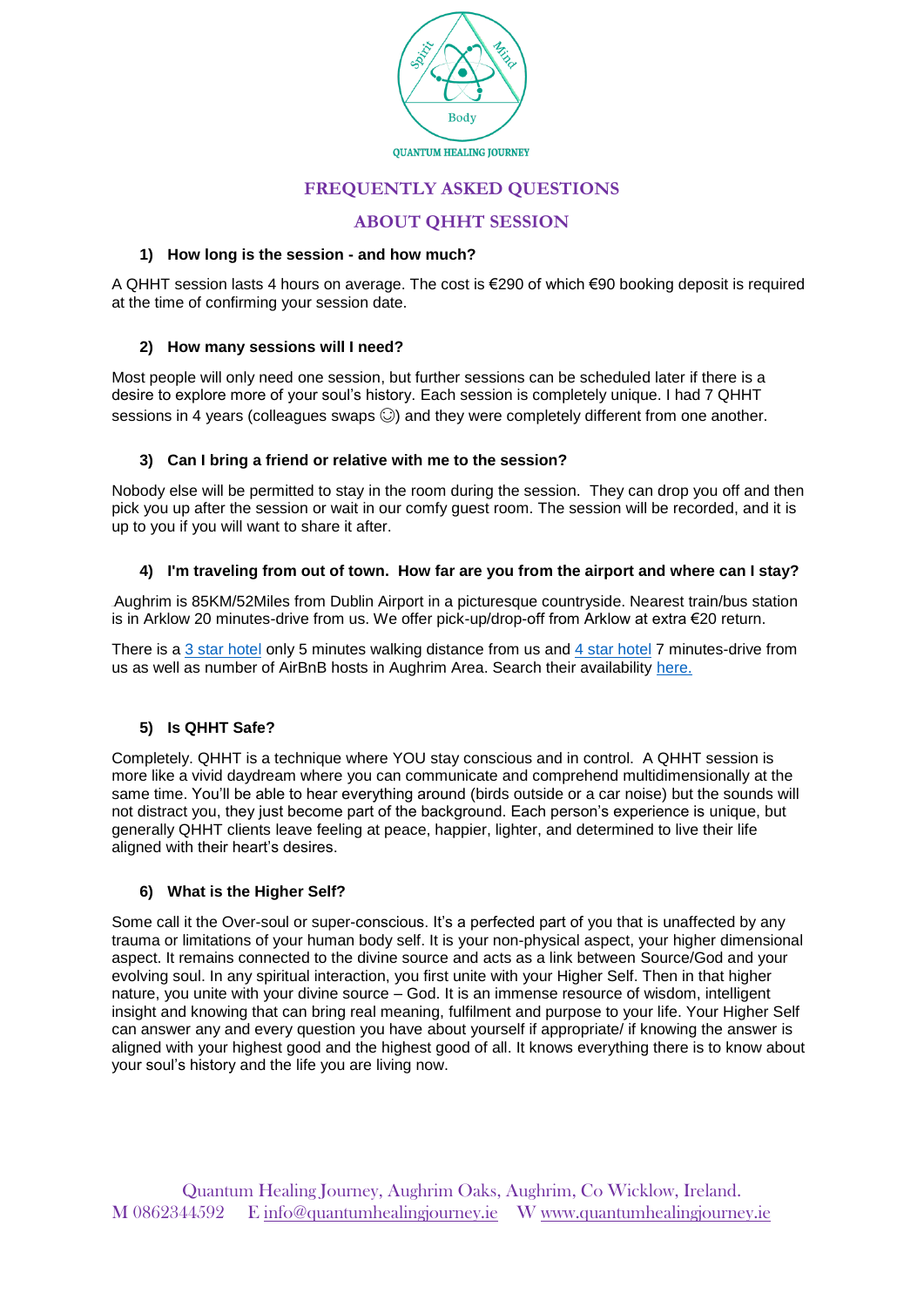Spirit Mind Body

QUANTUM HEALING JOURNEY

# FREQUENTLY ASKED QUESTIONS

## ABOUT QHHT SESSION

### 1) How long is the session - and how much?

A QHHT session lasts 4 hours on average. The cost is €290 of which €90 booking deposit is required at the time of confirming your session date.

### 2) How many sessions will I need?

Most people will only need one session, but further sessions can be scheduled later if there is a desire to explore more of your soul's history. Each session is completely unique. I had 7 QHHT sessions in 4 years (colleagues swaps ☺) and they were completely different from one another.

### 3) Can I bring a friend or relative with me to the session?

Nobody else will be permitted to stay in the room during the session. They can drop you off and then pick you up after the session or wait in our comfy guest room. The session will be recorded, and it is up to you if you will want to share it after.

### 4) I'm traveling from out of town. How far are you from the airport and where can I stay?

Aughrim is 85KM/52Miles from Dublin Airport in a picturesque countryside. Nearest train/bus station is in Arklow 20 minutes-drive from us. We offer pick-up/drop-off from Arklow at extra €20 return.

There is a 3 star hotel only 5 minutes walking distance from us and 4 star hotel 7 minutes-drive from us as well as number of AirBnB hosts in Aughrim Area. Search their availability here.

### 5) Is QHHT Safe?

Completely. QHHT is a technique where YOU stay conscious and in control. A QHHT session is more like a vivid daydream where you can communicate and comprehend multidimensionally at the same time. You'll be able to hear everything around (birds outside or a car noise) but the sounds will not distract you, they just become part of the background. Each person's experience is unique, but generally QHHT clients leave feeling at peace, happier, lighter, and determined to live their life aligned with their heart's desires.

### 6) What is the Higher Self?

Some call it the Over-soul or super-conscious. It's a perfected part of you that is unaffected by any trauma or limitations of your human body self. It is your non-physical aspect, your higher dimensional aspect. It remains connected to the divine source and acts as a link between Source/God and your evolving soul. In any spiritual interaction, you first unite with your Higher Self. Then in that higher nature, you unite with your divine source – God. It is an immense resource of wisdom, intelligent insight and knowing that can bring real meaning, fulfilment and purpose to your life. Your Higher Self can answer any and every question you have about yourself if appropriate/ if knowing the answer is aligned with your highest good and the highest good of all. It knows everything there is to know about your soul's history and the life you are living now.

Quantum Healing Journey, Aughrim Oaks, Aughrim, Co Wicklow, Ireland.
M 0862344592 E info@quantumhealingjourney.ie W www.quantumhealingjourney.ie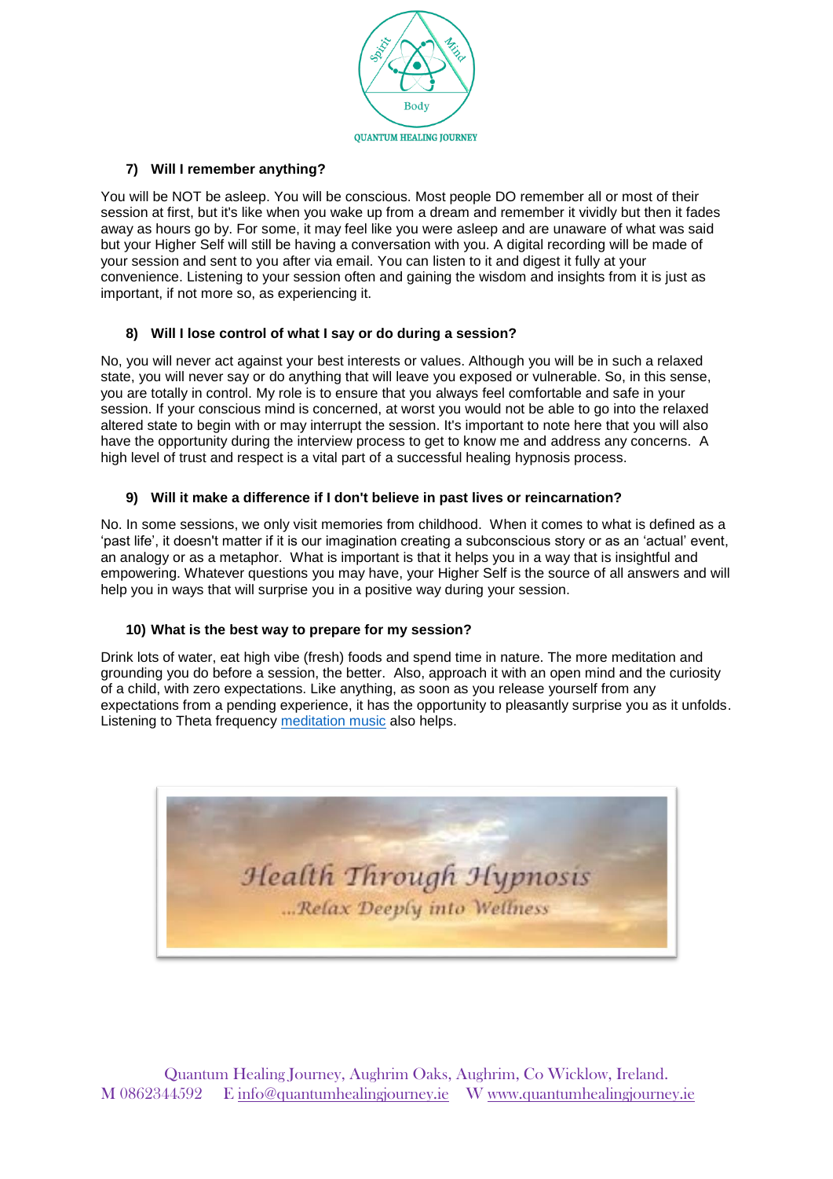### 7) Will I remember anything?

You will be NOT be asleep. You will be conscious. Most people DO remember all or most of their session at first, but it's like when you wake up from a dream and remember it vividly but then it fades away as hours go by. For some, it may feel like you were asleep and are unaware of what was said but your Higher Self will still be having a conversation with you. A digital recording will be made of your session and sent to you after via email. You can listen to it and digest it fully at your convenience. Listening to your session often and gaining the wisdom and insights from it is just as important, if not more so, as experiencing it.

### 8) Will I lose control of what I say or do during a session?

No, you will never act against your best interests or values. Although you will be in such a relaxed state, you will never say or do anything that will leave you exposed or vulnerable. So, in this sense, you are totally in control. My role is to ensure that you always feel comfortable and safe in your session. If your conscious mind is concerned, at worst you would not be able to go into the relaxed altered state to begin with or may interrupt the session. It's important to note here that you will also have the opportunity during the interview process to get to know me and address any concerns. A high level of trust and respect is a vital part of a successful healing hypnosis process.

### 9) Will it make a difference if I don't believe in past lives or reincarnation?

No. In some sessions, we only visit memories from childhood. When it comes to what is defined as a 'past life', it doesn't matter if it is our imagination creating a subconscious story or as an 'actual' event, an analogy or as a metaphor. What is important is that it helps you in a way that is insightful and empowering. Whatever questions you may have, your Higher Self is the source of all answers and will help you in ways that will surprise you in a positive way during your session.

### 10) What is the best way to prepare for my session?

Drink lots of water, eat high vibe (fresh) foods and spend time in nature. The more meditation and grounding you do before a session, the better. Also, approach it with an open mind and the curiosity of a child, with zero expectations. Like anything, as soon as you release yourself from any expectations from a pending experience, it has the opportunity to pleasantly surprise you as it unfolds. Listening to Theta frequency meditation music also helps.

Health Through Hypnosis

...Relax Deeply into Wellness

Quantum Healing Journey, Aughrim Oaks, Aughrim, Co Wicklow, Ireland.
M 0862344592 E info@quantumhealingjourney.ie W www.quantumhealingjourney.ie